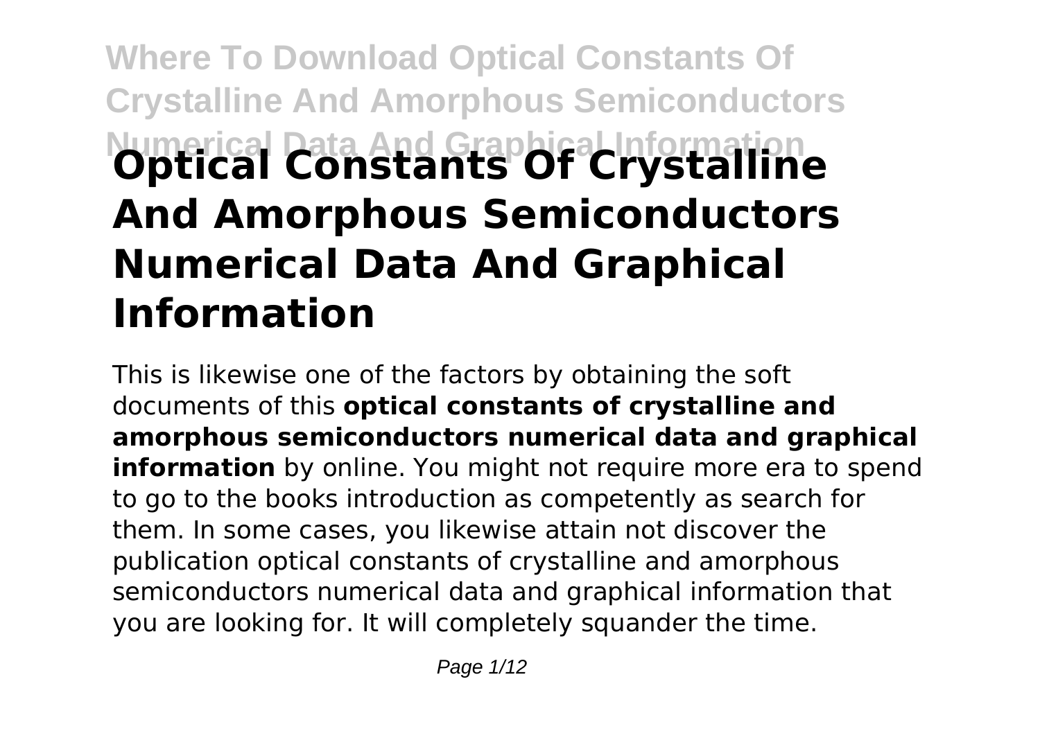# Optical Constants Of Crystalline And Amorphous Semiconductors Numerical Data And Graphical Information

This is likewise one of the factors by obtaining the soft documents of this **optical constants of crystalline and amorphous semiconductors numerical data and graphical information** by online. You might not require more era to spend to go to the books introduction as competently as search for them. In some cases, you likewise attain not discover the publication optical constants of crystalline and amorphous semiconductors numerical data and graphical information that you are looking for. It will completely squander the time.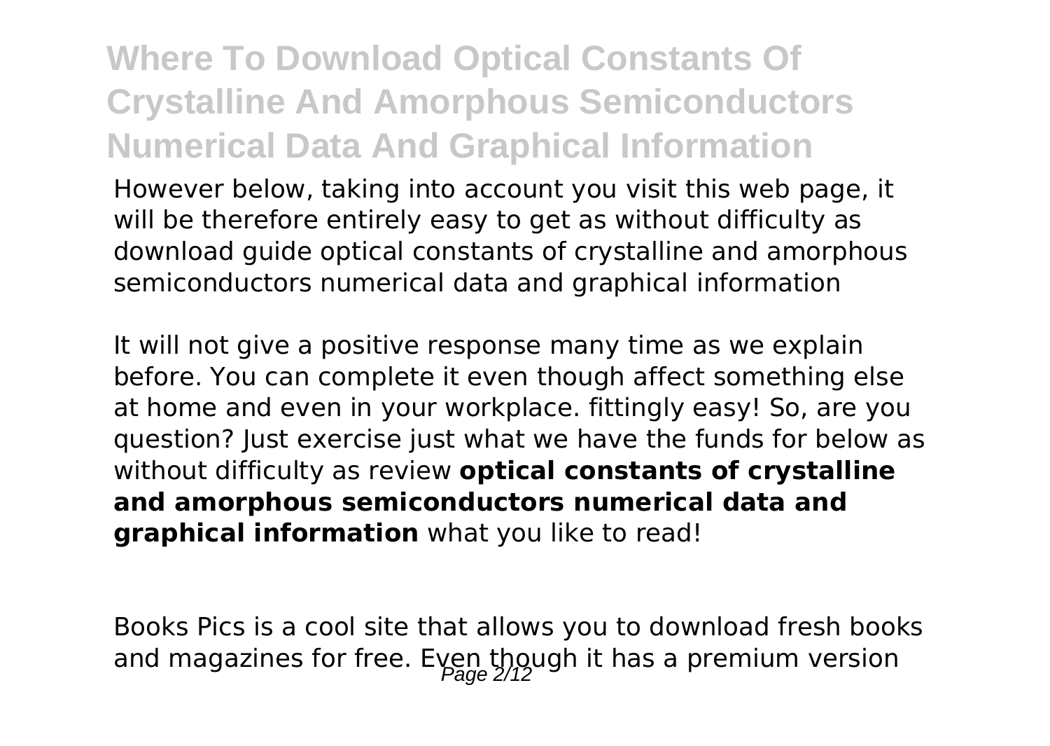# Where To Download Optical Constants Of Crystalline And Amorphous Semiconductors Numerical Data And Graphical Information

However below, taking into account you visit this web page, it will be therefore entirely easy to get as without difficulty as download guide optical constants of crystalline and amorphous semiconductors numerical data and graphical information

It will not give a positive response many time as we explain before. You can complete it even though affect something else at home and even in your workplace. fittingly easy! So, are you question? Just exercise just what we have the funds for below as without difficulty as review **optical constants of crystalline and amorphous semiconductors numerical data and graphical information** what you like to read!

Books Pics is a cool site that allows you to download fresh books and magazines for free. Even though it has a premium version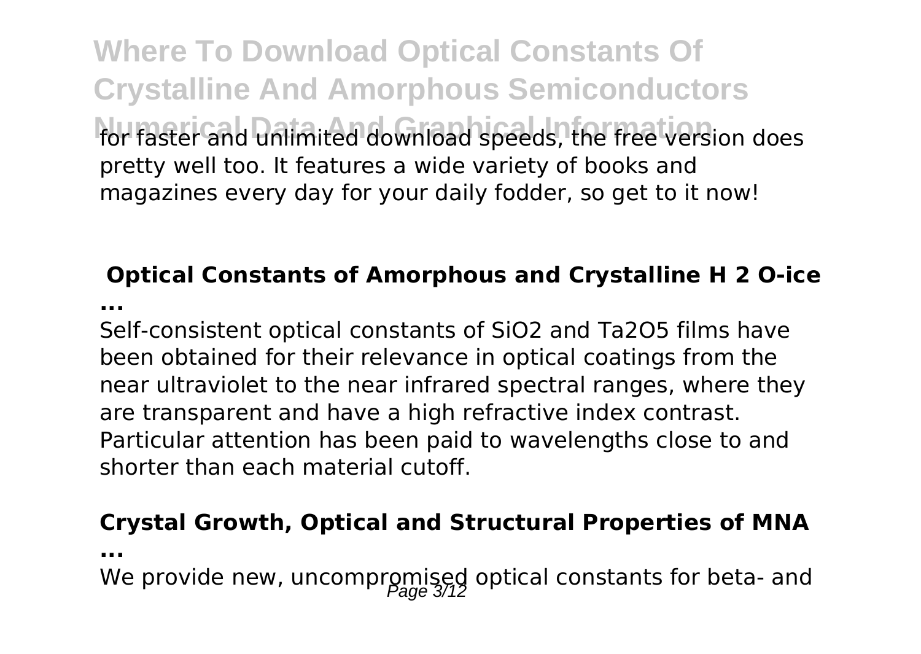for faster and unlimited download speeds, the free version does pretty well too. It features a wide variety of books and magazines every day for your daily fodder, so get to it now!

## Optical Constants of Amorphous and Crystalline H 2 O-ice ...

Self-consistent optical constants of $SiO_2$ and $Ta_2O_5$ films have been obtained for their relevance in optical coatings from the near ultraviolet to the near infrared spectral ranges, where they are transparent and have a high refractive index contrast. Particular attention has been paid to wavelengths close to and shorter than each material cutoff.

## Crystal Growth, Optical and Structural Properties of MNA ...

We provide new, uncompromised optical constants for beta- and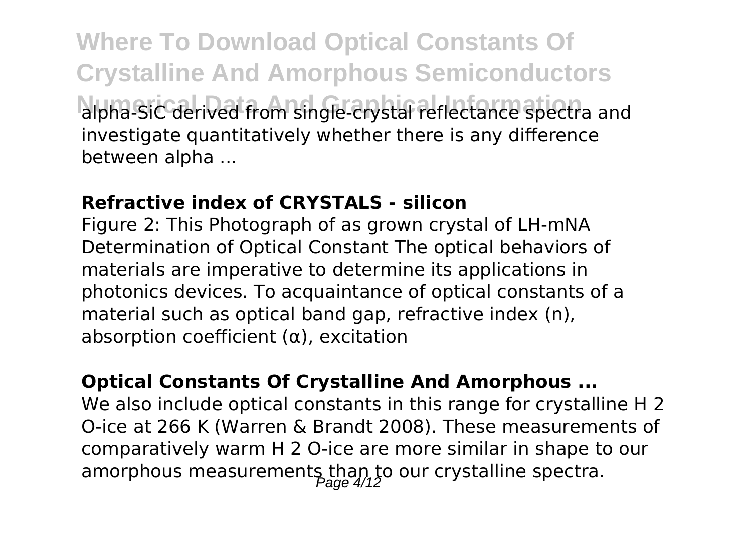alpha-SiC derived from single-crystal reflectance spectra and investigate quantitatively whether there is any difference between alpha ...

**Refractive index of CRYSTALS - silicon**

Figure 2: This Photograph of as grown crystal of LH-mNA Determination of Optical Constant The optical behaviors of materials are imperative to determine its applications in photonics devices. To acquaintance of optical constants of a material such as optical band gap, refractive index (n), absorption coefficient (α), excitation

**Optical Constants Of Crystalline And Amorphous ...**

We also include optical constants in this range for crystalline $H_2O$-ice at 266 K (Warren & Brandt 2008). These measurements of comparatively warm $H_2O$-ice are more similar in shape to our amorphous measurements than to our crystalline spectra.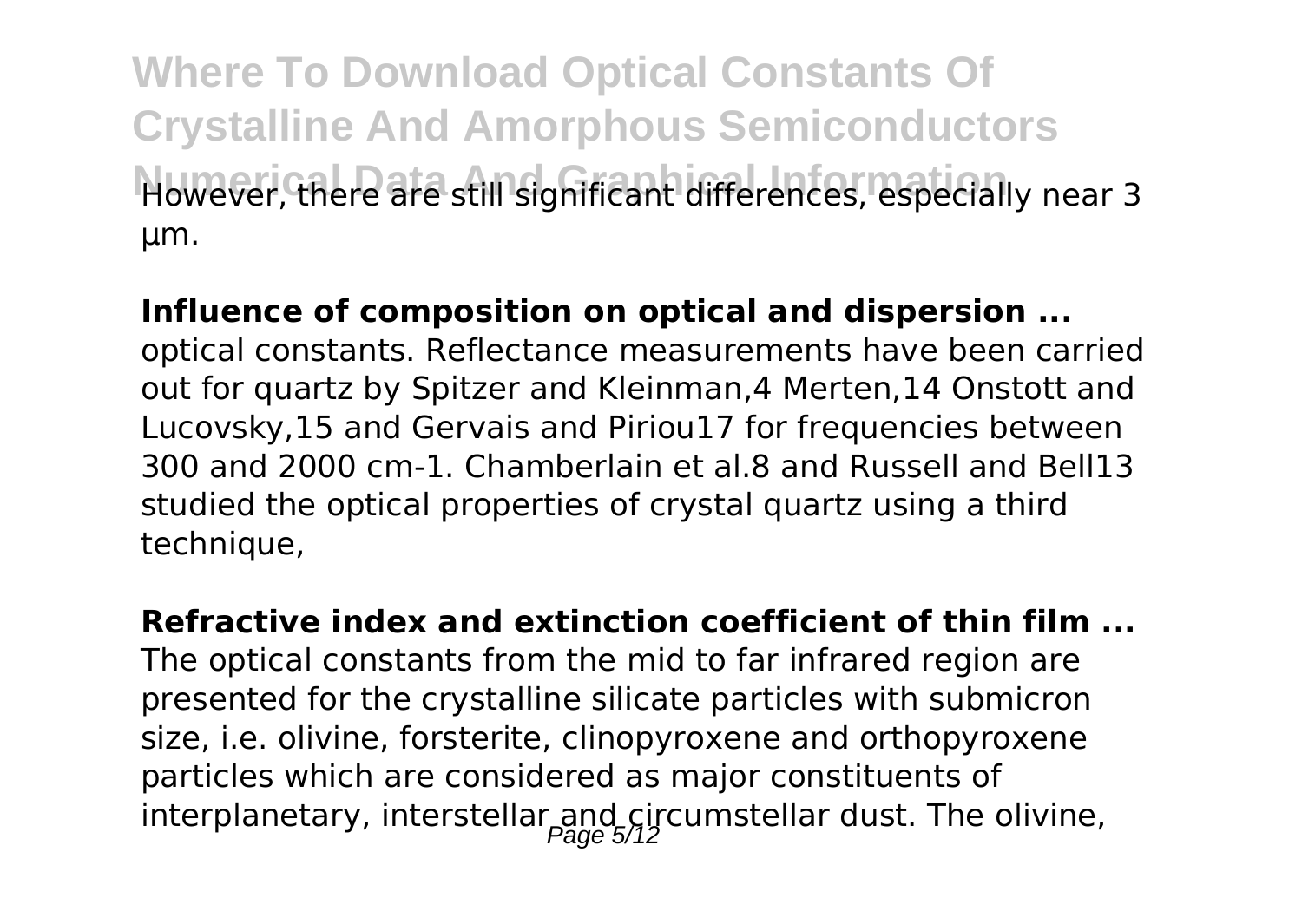However, there are still significant differences, especially near 3 µm.

**Influence of composition on optical and dispersion ...**

optical constants. Reflectance measurements have been carried out for quartz by Spitzer and Kleinman,4 Merten,14 Onstott and Lucovsky,15 and Gervais and Piriou17 for frequencies between 300 and 2000 cm-1. Chamberlain et al.8 and Russell and Bell13 studied the optical properties of crystal quartz using a third technique,

**Refractive index and extinction coefficient of thin film ...**

The optical constants from the mid to far infrared region are presented for the crystalline silicate particles with submicron size, i.e. olivine, forsterite, clinopyroxene and orthopyroxene particles which are considered as major constituents of interplanetary, interstellar and circumstellar dust. The olivine,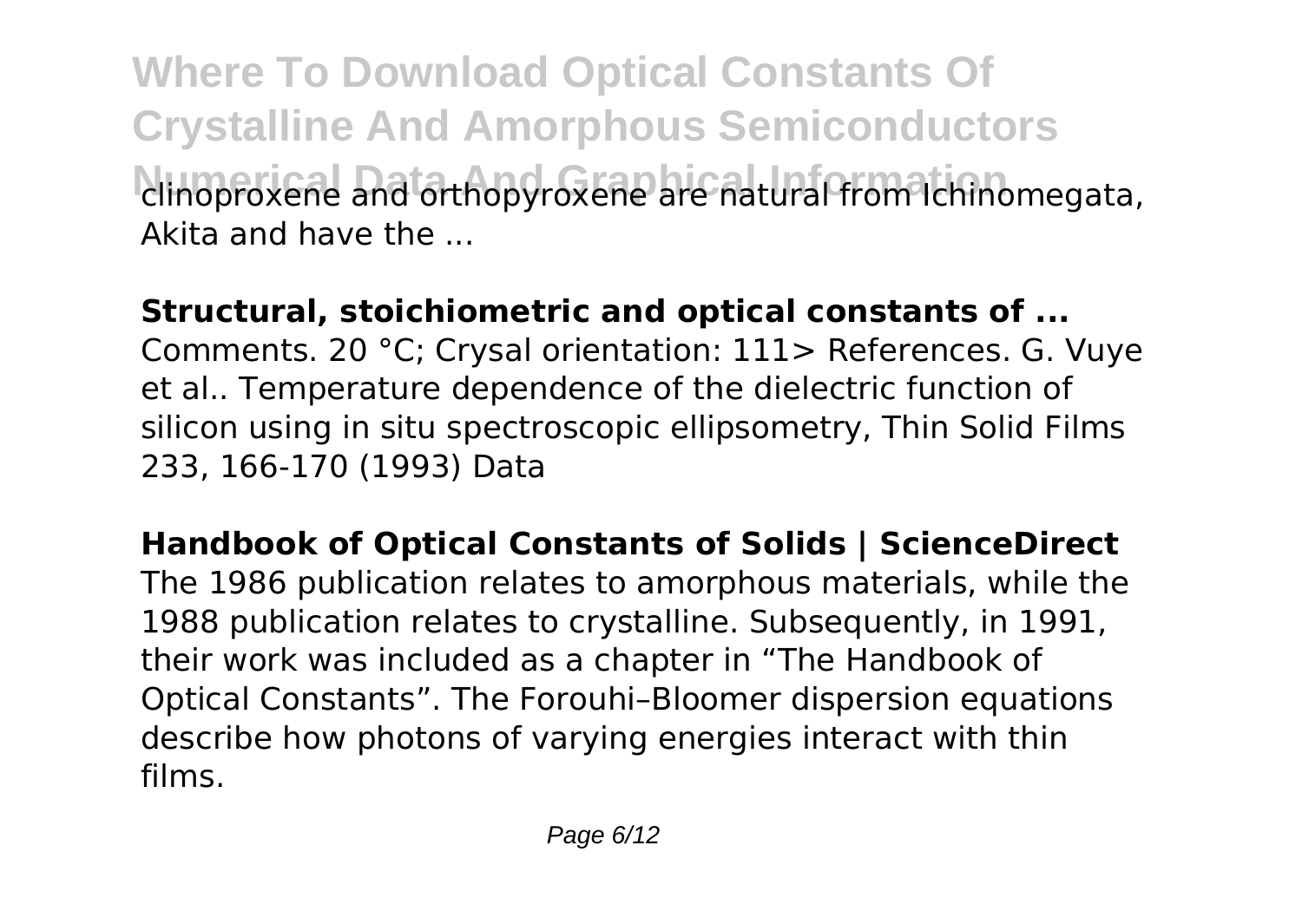clinoproxene and orthopyroxene are natural from Ichinomegata, Akita and have the ...

**Structural, stoichiometric and optical constants of ...**

Comments. 20 °C; Crysal orientation: 111> References. G. Vuye et al.. Temperature dependence of the dielectric function of silicon using in situ spectroscopic ellipsometry, Thin Solid Films 233, 166-170 (1993) Data

**Handbook of Optical Constants of Solids | ScienceDirect**

The 1986 publication relates to amorphous materials, while the 1988 publication relates to crystalline. Subsequently, in 1991, their work was included as a chapter in "The Handbook of Optical Constants". The Forouhi–Bloomer dispersion equations describe how photons of varying energies interact with thin films.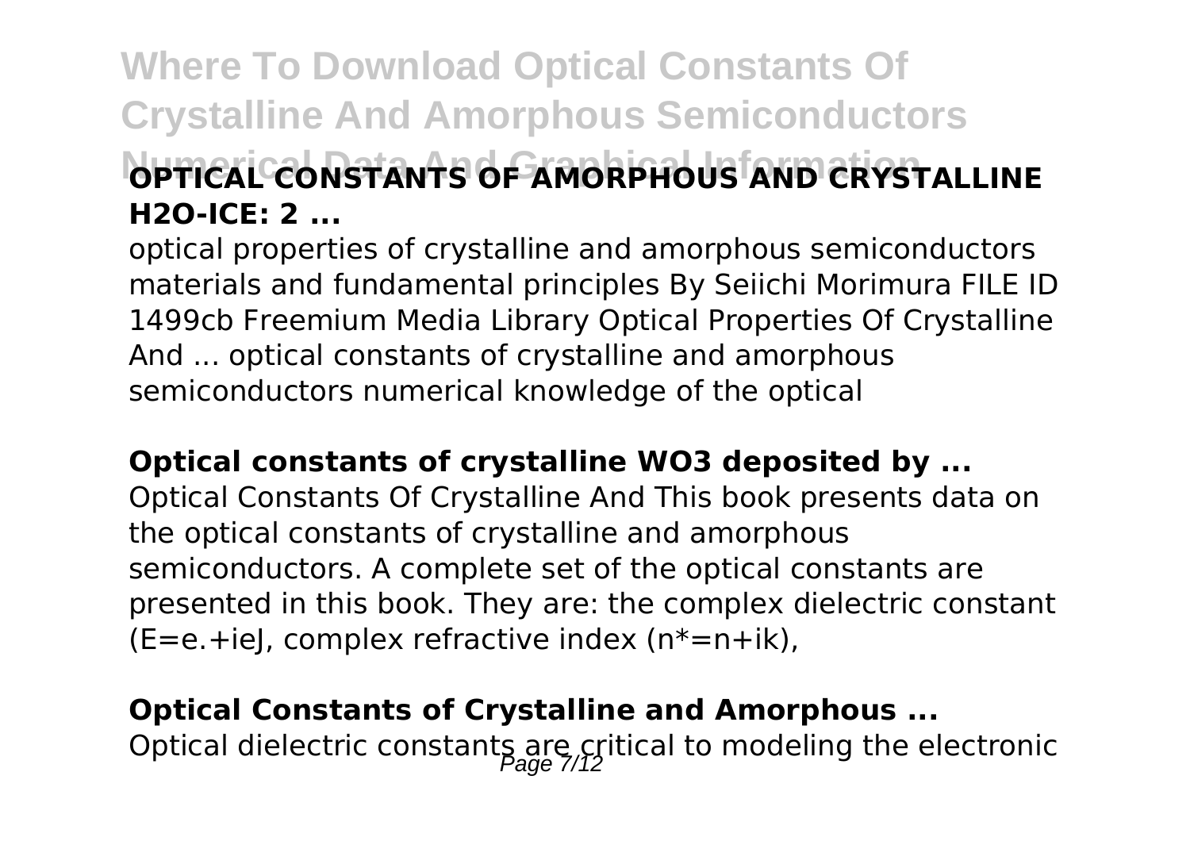**OPTICAL CONSTANTS OF AMORPHOUS AND CRYSTALLINE $H_2O$-ICE: 2 ...**

optical properties of crystalline and amorphous semiconductors materials and fundamental principles By Seiichi Morimura FILE ID 1499cb Freemium Media Library Optical Properties Of Crystalline And ... optical constants of crystalline and amorphous semiconductors numerical knowledge of the optical

**Optical constants of crystalline $WO_3$ deposited by ...**

Optical Constants Of Crystalline And This book presents data on the optical constants of crystalline and amorphous semiconductors. A complete set of the optical constants are presented in this book. They are: the complex dielectric constant (E=e.+ieJ, complex refractive index (n*=n+ik),

**Optical Constants of Crystalline and Amorphous ...**

Optical dielectric constants are critical to modeling the electronic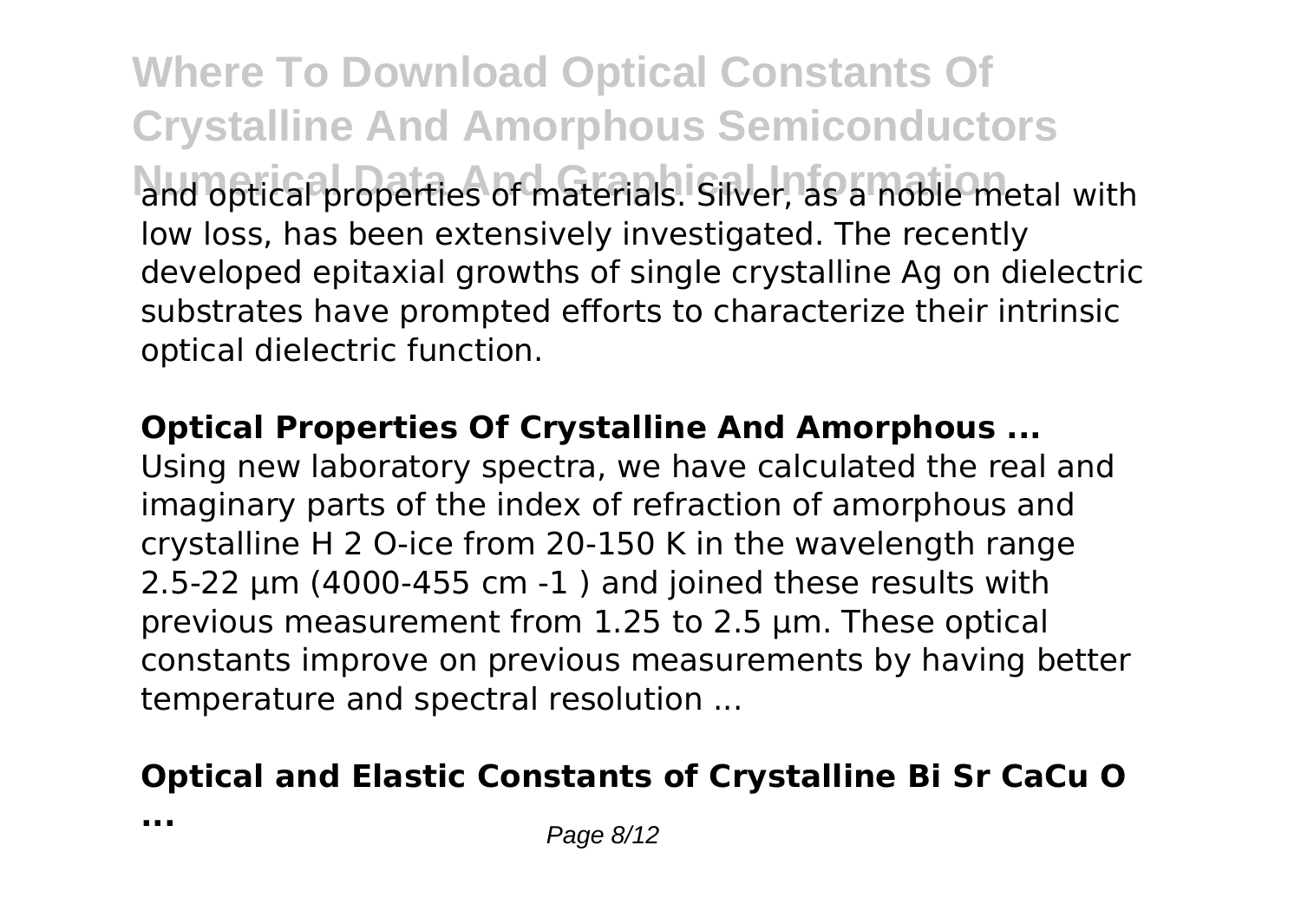and optical properties of materials. Silver, as a noble metal with low loss, has been extensively investigated. The recently developed epitaxial growths of single crystalline Ag on dielectric substrates have prompted efforts to characterize their intrinsic optical dielectric function.

**Optical Properties Of Crystalline And Amorphous ...**

Using new laboratory spectra, we have calculated the real and imaginary parts of the index of refraction of amorphous and crystalline $H_2O$-ice from 20-150 K in the wavelength range 2.5-22 μm (4000-455 $cm^{-1}$) and joined these results with previous measurement from 1.25 to 2.5 μm. These optical constants improve on previous measurements by having better temperature and spectral resolution ...

**Optical and Elastic Constants of Crystalline Bi Sr CaCu O ...**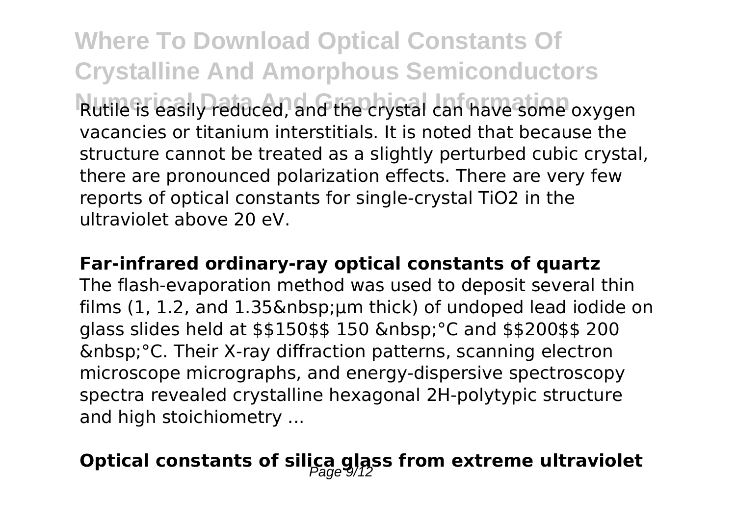Rutile is easily reduced, and the crystal can have some oxygen vacancies or titanium interstitials. It is noted that because the structure cannot be treated as a slightly perturbed cubic crystal, there are pronounced polarization effects. There are very few reports of optical constants for single-crystal $TiO_2$ in the ultraviolet above 20 eV.

**Far-infrared ordinary-ray optical constants of quartz**

The flash-evaporation method was used to deposit several thin films (1, 1.2, and 1.35&nbsp;µm thick) of undoped lead iodide on glass slides held at $$150$$ 150 &nbsp;°C and $$200$$ 200 &nbsp;°C. Their X-ray diffraction patterns, scanning electron microscope micrographs, and energy-dispersive spectroscopy spectra revealed crystalline hexagonal 2H-polytypic structure and high stoichiometry ...

## Optical constants of silica glass from extreme ultraviolet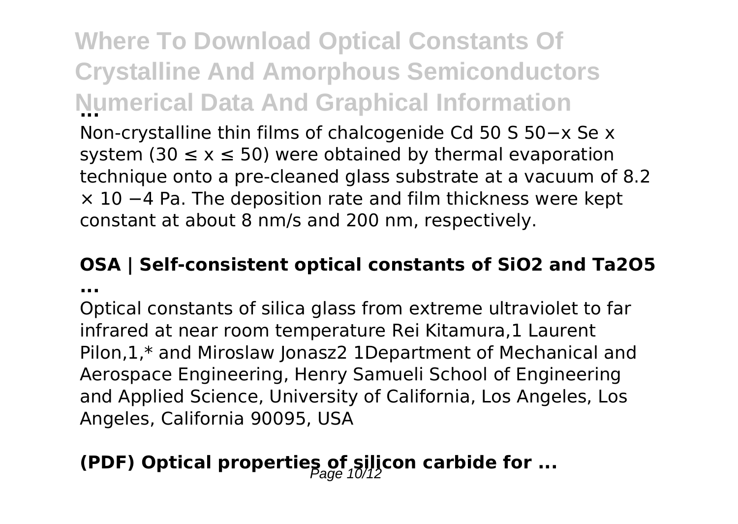## Where To Download Optical Constants Of Crystalline And Amorphous Semiconductors Numerical Data And Graphical Information ...

Non-crystalline thin films of chalcogenide $Cd_{50}S_{50-x}Se_x$ system ($30 \leq x \leq 50$) were obtained by thermal evaporation technique onto a pre-cleaned glass substrate at a vacuum of $8.2 \times 10^{-4}$ Pa. The deposition rate and film thickness were kept constant at about 8 nm/s and 200 nm, respectively.

## OSA | Self-consistent optical constants of $SiO_2$ and $Ta_2O_5$ ...

Optical constants of silica glass from extreme ultraviolet to far infrared at near room temperature Rei Kitamura,[1] Laurent Pilon,[1,*] and Miroslaw Jonasz[2] [1]Department of Mechanical and Aerospace Engineering, Henry Samueli School of Engineering and Applied Science, University of California, Los Angeles, Los Angeles, California 90095, USA

## (PDF) Optical properties of silicon carbide for ...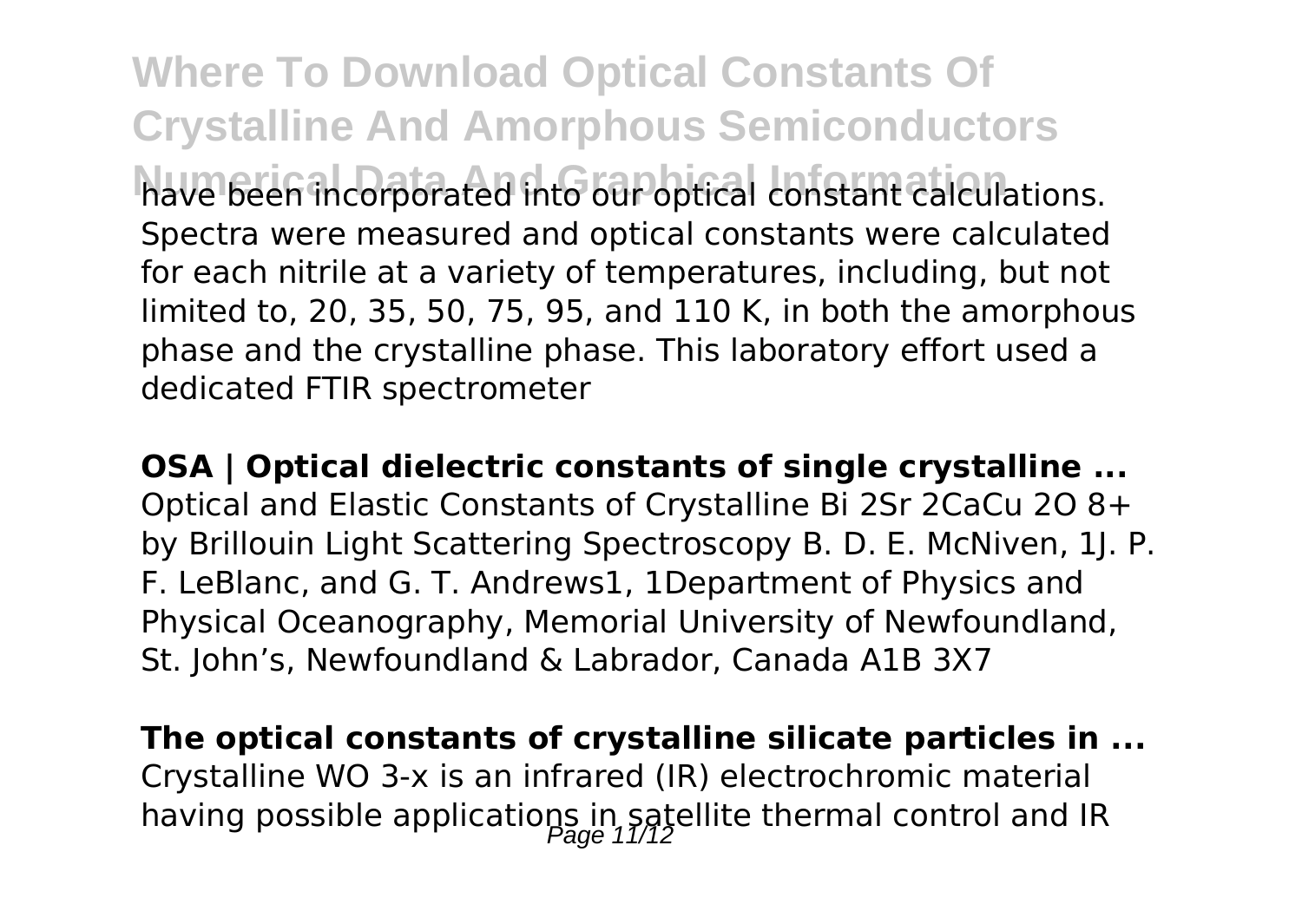have been incorporated into our optical constant calculations. Spectra were measured and optical constants were calculated for each nitrile at a variety of temperatures, including, but not limited to, 20, 35, 50, 75, 95, and 110 K, in both the amorphous phase and the crystalline phase. This laboratory effort used a dedicated FTIR spectrometer

**OSA | Optical dielectric constants of single crystalline ...**
Optical and Elastic Constants of Crystalline Bi 2Sr 2CaCu 2O 8+ by Brillouin Light Scattering Spectroscopy B. D. E. McNiven, 1J. P. F. LeBlanc, and G. T. Andrews1, 1Department of Physics and Physical Oceanography, Memorial University of Newfoundland, St. John's, Newfoundland & Labrador, Canada A1B 3X7

**The optical constants of crystalline silicate particles in ...**
Crystalline WO 3-x is an infrared (IR) electrochromic material having possible applications in satellite thermal control and IR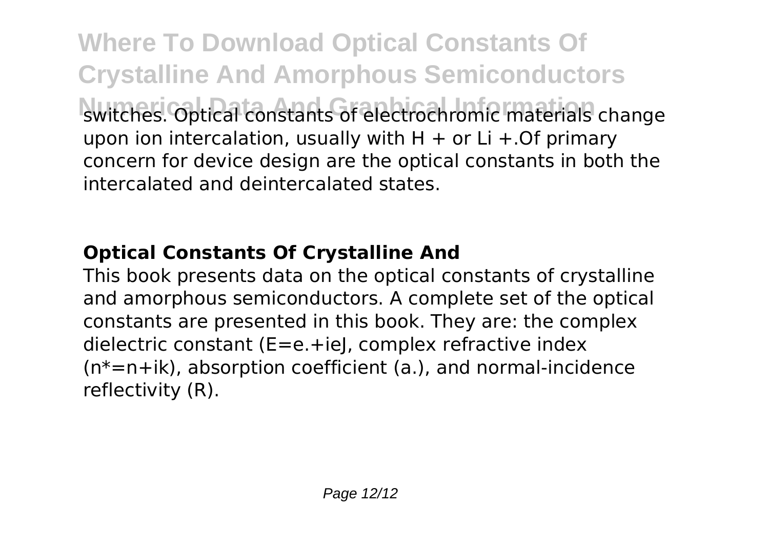switches. Optical constants of electrochromic materials change upon ion intercalation, usually with $H^+$ or $Li^+$.Of primary concern for device design are the optical constants in both the intercalated and deintercalated states.

## Optical Constants Of Crystalline And

This book presents data on the optical constants of crystalline and amorphous semiconductors. A complete set of the optical constants are presented in this book. They are: the complex dielectric constant (E=e.+ieJ, complex refractive index ($n^*=n+ik$), absorption coefficient (a.), and normal-incidence reflectivity (R).